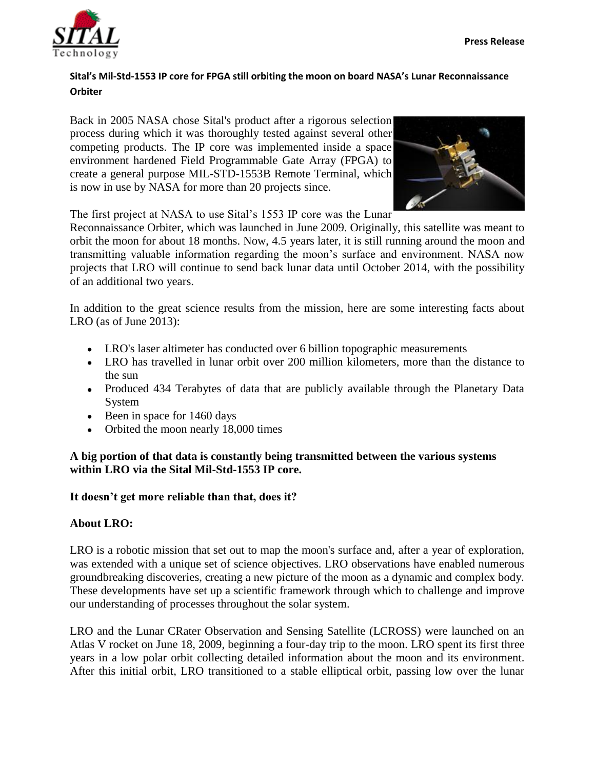Press Release

## Sital's Mil-Std-1553 IP core for FPGA still orbiting the moon on board NASA's Lunar Reconnaissance Orbiter

Back in 2005 NASA chose Sital's product after a rigorous selection process during which it was thoroughly tested against several other competing products. The IP core was implemented inside a space environment hardened Field Programmable Gate Array (FPGA) to create a general purpose MIL-STD-1553B Remote Terminal, which is now in use by NASA for more than 20 projects since.

The first project at NASA to use Sital's 1553 IP core was the Lunar Reconnaissance Orbiter, which was launched in June 2009. Originally, this satellite was meant to orbit the moon for about 18 months. Now, 4.5 years later, it is still running around the moon and transmitting valuable information regarding the moon's surface and environment. NASA now projects that LRO will continue to send back lunar data until October 2014, with the possibility of an additional two years.

In addition to the great science results from the mission, here are some interesting facts about LRO (as of June 2013):

- LRO's laser altimeter has conducted over 6 billion topographic measurements
- LRO has travelled in lunar orbit over 200 million kilometers, more than the distance to the sun
- Produced 434 Terabytes of data that are publicly available through the Planetary Data System
- Been in space for 1460 days
- Orbited the moon nearly 18,000 times

**A big portion of that data is constantly being transmitted between the various systems within LRO via the Sital Mil-Std-1553 IP core.**

**It doesn't get more reliable than that, does it?**

### About LRO:

LRO is a robotic mission that set out to map the moon's surface and, after a year of exploration, was extended with a unique set of science objectives. LRO observations have enabled numerous groundbreaking discoveries, creating a new picture of the moon as a dynamic and complex body. These developments have set up a scientific framework through which to challenge and improve our understanding of processes throughout the solar system.

LRO and the Lunar CRater Observation and Sensing Satellite (LCROSS) were launched on an Atlas V rocket on June 18, 2009, beginning a four-day trip to the moon. LRO spent its first three years in a low polar orbit collecting detailed information about the moon and its environment. After this initial orbit, LRO transitioned to a stable elliptical orbit, passing low over the lunar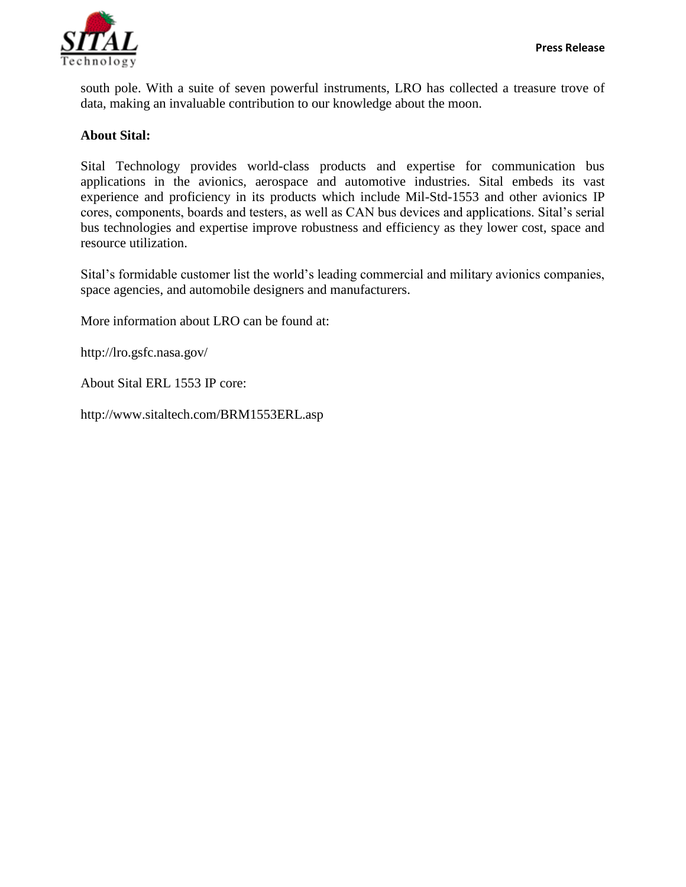south pole. With a suite of seven powerful instruments, LRO has collected a treasure trove of data, making an invaluable contribution to our knowledge about the moon.

**About Sital:**

Sital Technology provides world-class products and expertise for communication bus applications in the avionics, aerospace and automotive industries. Sital embeds its vast experience and proficiency in its products which include Mil-Std-1553 and other avionics IP cores, components, boards and testers, as well as CAN bus devices and applications. Sital's serial bus technologies and expertise improve robustness and efficiency as they lower cost, space and resource utilization.

Sital's formidable customer list the world's leading commercial and military avionics companies, space agencies, and automobile designers and manufacturers.

More information about LRO can be found at:

http://lro.gsfc.nasa.gov/

About Sital ERL 1553 IP core:

http://www.sitaltech.com/BRM1553ERL.asp